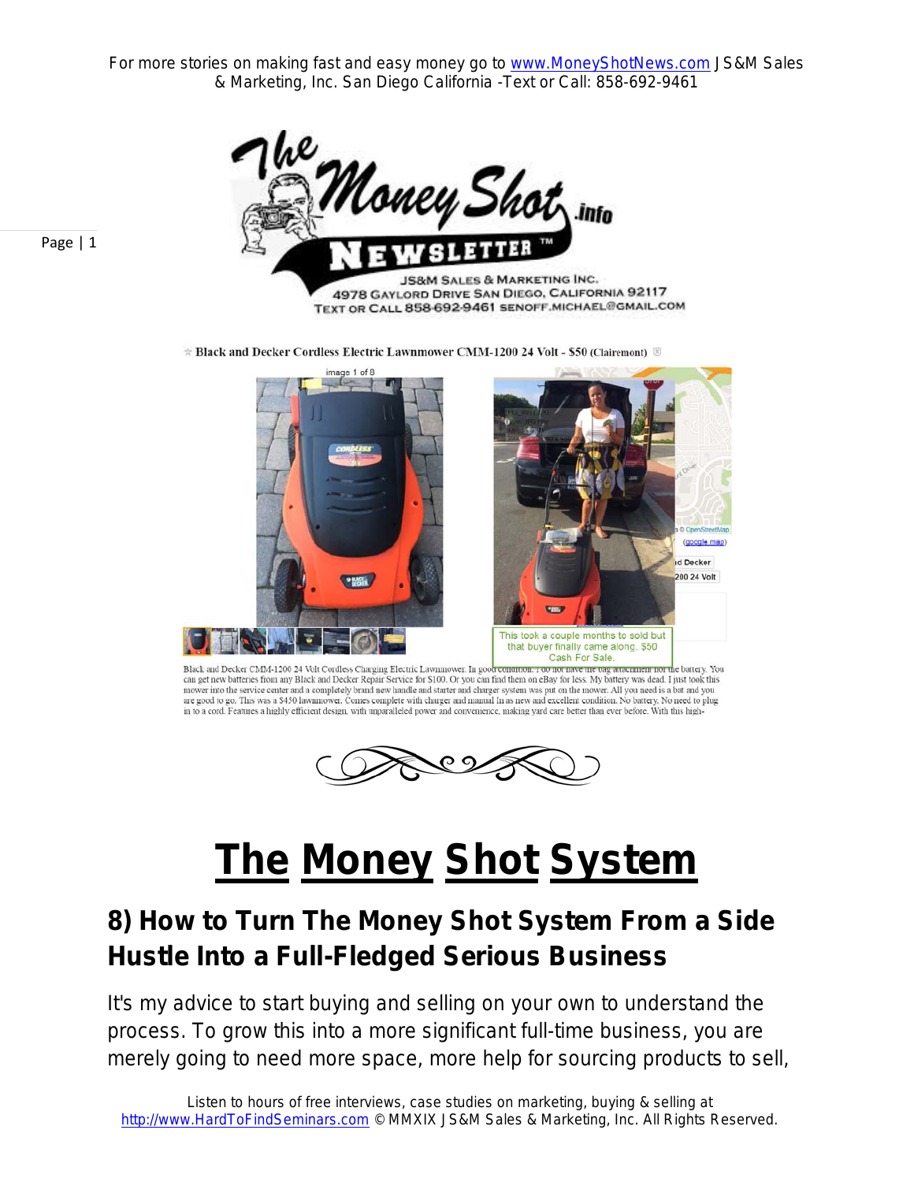☆ Black and Decker Cordless Electric Lawnmower CMM-1200 24 Volt - $50 (Clairemont)

This took a couple months to sold but that buyer finally came along. $50 Cash For Sale.

Black and Decker CMM-1200 24 Volt Cordless Charging Electric Lawnmower. In good condition. I do not have the bag attachment nor the battery. You can get new batteries from any Black and Decker Repair Service for $100. Or you can find them on eBay for less. My battery was dead. I just took this mower into the service center and a completely brand new handle and starter and charger system was put on the mower. All you need is a bat and you are good to go. This was a $450 lawnmower. Comes complete with charger and manual In as new and excellent condition. No battery. No need to plug in to a cord. Features a highly efficient design, with unparalleled power and convenience, making yard care better than ever before. With this high-

# The Money Shot System

## 8) How to Turn The Money Shot System From a Side Hustle Into a Full-Fledged Serious Business

It's my advice to start buying and selling on your own to understand the process. To grow this into a more significant full-time business, you are merely going to need more space, more help for sourcing products to sell,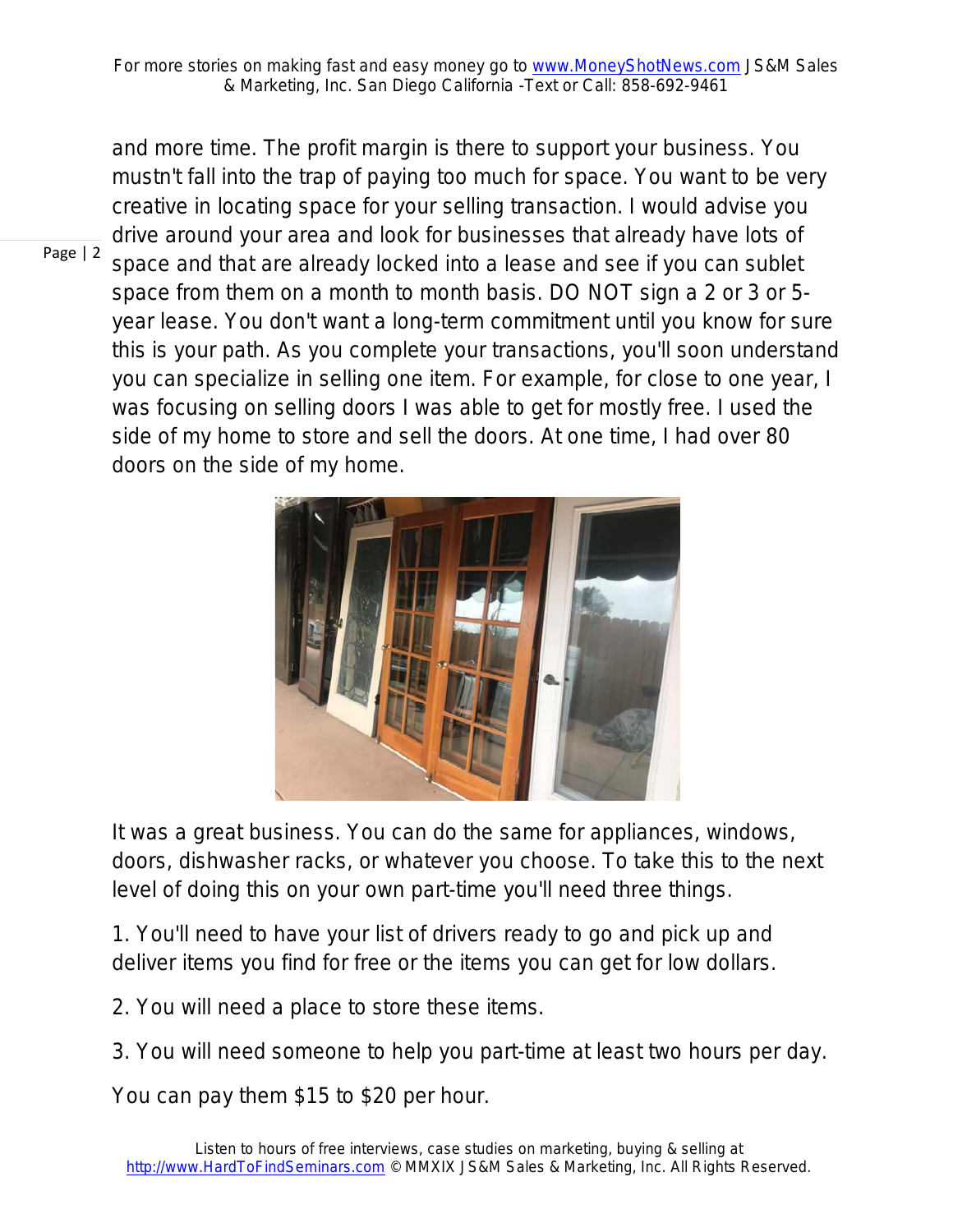and more time. The profit margin is there to support your business. You mustn't fall into the trap of paying too much for space. You want to be very creative in locating space for your selling transaction. I would advise you drive around your area and look for businesses that already have lots of space and that are already locked into a lease and see if you can sublet space from them on a month to month basis. DO NOT sign a 2 or 3 or 5-year lease. You don't want a long-term commitment until you know for sure this is your path. As you complete your transactions, you'll soon understand you can specialize in selling one item. For example, for close to one year, I was focusing on selling doors I was able to get for mostly free. I used the side of my home to store and sell the doors. At one time, I had over 80 doors on the side of my home.

It was a great business. You can do the same for appliances, windows, doors, dishwasher racks, or whatever you choose. To take this to the next level of doing this on your own part-time you'll need three things.

1. You'll need to have your list of drivers ready to go and pick up and deliver items you find for free or the items you can get for low dollars.

2. You will need a place to store these items.

3. You will need someone to help you part-time at least two hours per day.

You can pay them $15 to $20 per hour.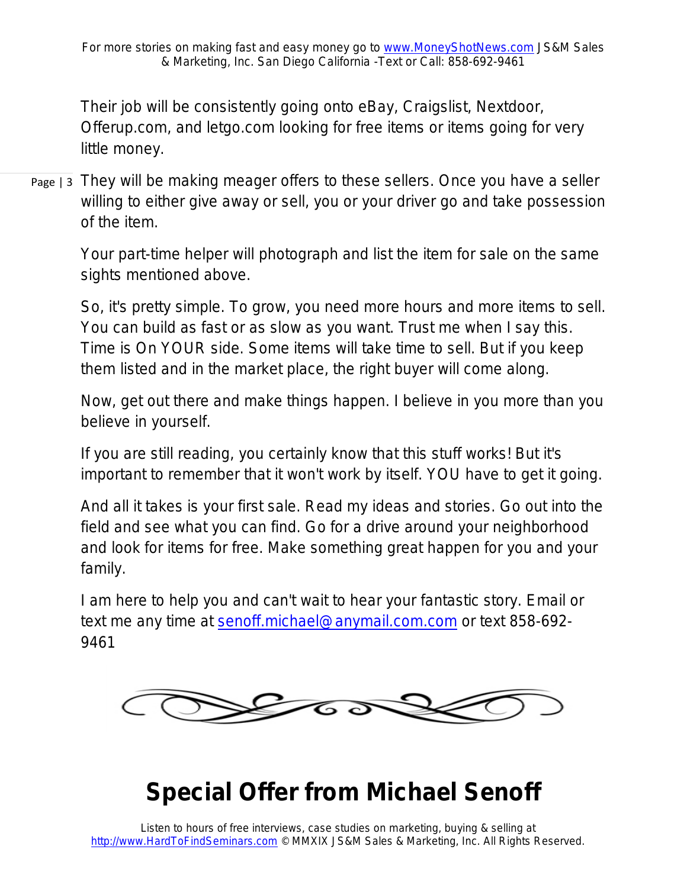Their job will be consistently going onto eBay, Craigslist, Nextdoor, Offerup.com, and letgo.com looking for free items or items going for very little money.

They will be making meager offers to these sellers. Once you have a seller willing to either give away or sell, you or your driver go and take possession of the item.

Your part-time helper will photograph and list the item for sale on the same sights mentioned above.

So, it's pretty simple. To grow, you need more hours and more items to sell. You can build as fast or as slow as you want. Trust me when I say this. Time is On YOUR side. Some items will take time to sell. But if you keep them listed and in the market place, the right buyer will come along.

Now, get out there and make things happen. I believe in you more than you believe in yourself.

If you are still reading, you certainly know that this stuff works! But it's important to remember that it won't work by itself. YOU have to get it going.

And all it takes is your first sale. Read my ideas and stories. Go out into the field and see what you can find. Go for a drive around your neighborhood and look for items for free. Make something great happen for you and your family.

I am here to help you and can't wait to hear your fantastic story. Email or text me any time at senoff.michael@anymail.com.com or text 858-692-9461

# Special Offer from Michael Senoff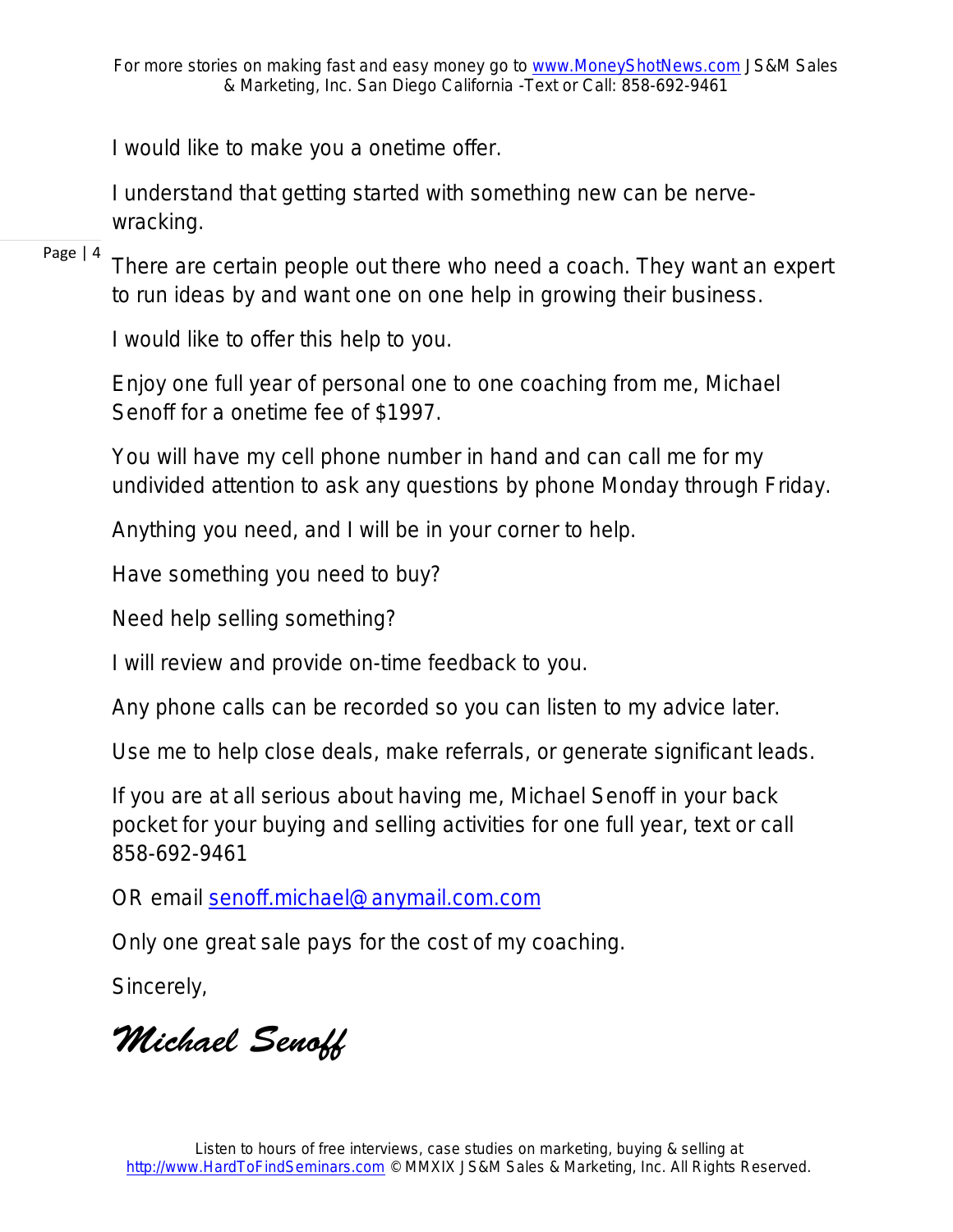I would like to make you a onetime offer.

I understand that getting started with something new can be nerve-wracking.

There are certain people out there who need a coach. They want an expert to run ideas by and want one on one help in growing their business.

I would like to offer this help to you.

Enjoy one full year of personal one to one coaching from me, Michael Senoff for a onetime fee of $1997.

You will have my cell phone number in hand and can call me for my undivided attention to ask any questions by phone Monday through Friday.

Anything you need, and I will be in your corner to help.

Have something you need to buy?

Need help selling something?

I will review and provide on-time feedback to you.

Any phone calls can be recorded so you can listen to my advice later.

Use me to help close deals, make referrals, or generate significant leads.

If you are at all serious about having me, Michael Senoff in your back pocket for your buying and selling activities for one full year, text or call 858-692-9461

OR email senoff.michael@anymail.com.com

Only one great sale pays for the cost of my coaching.

Sincerely,

*Michael Senoff*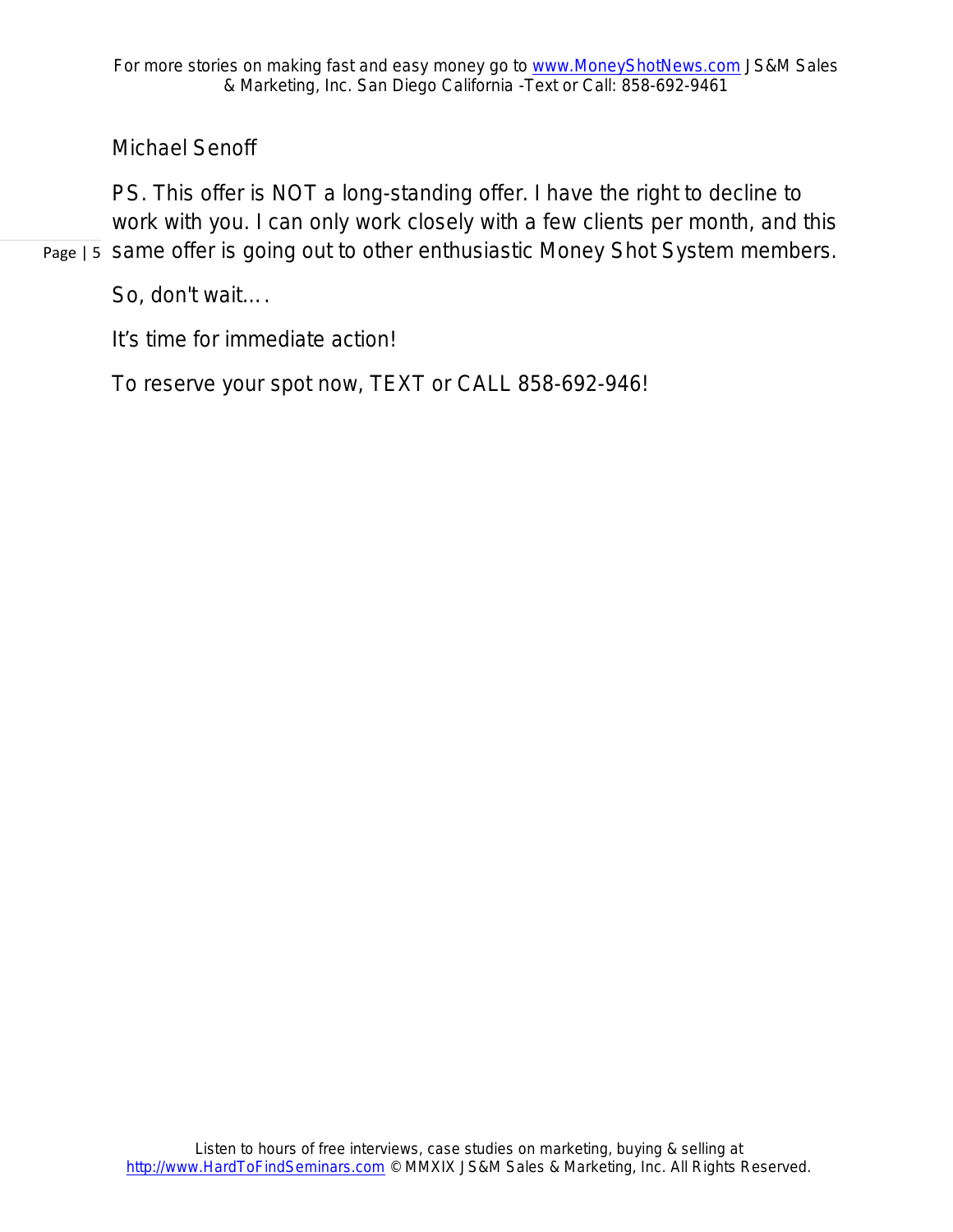Michael Senoff

PS. This offer is NOT a long-standing offer. I have the right to decline to work with you. I can only work closely with a few clients per month, and this same offer is going out to other enthusiastic Money Shot System members.

So, don't wait….

It's time for immediate action!

To reserve your spot now, TEXT or CALL 858-692-946!